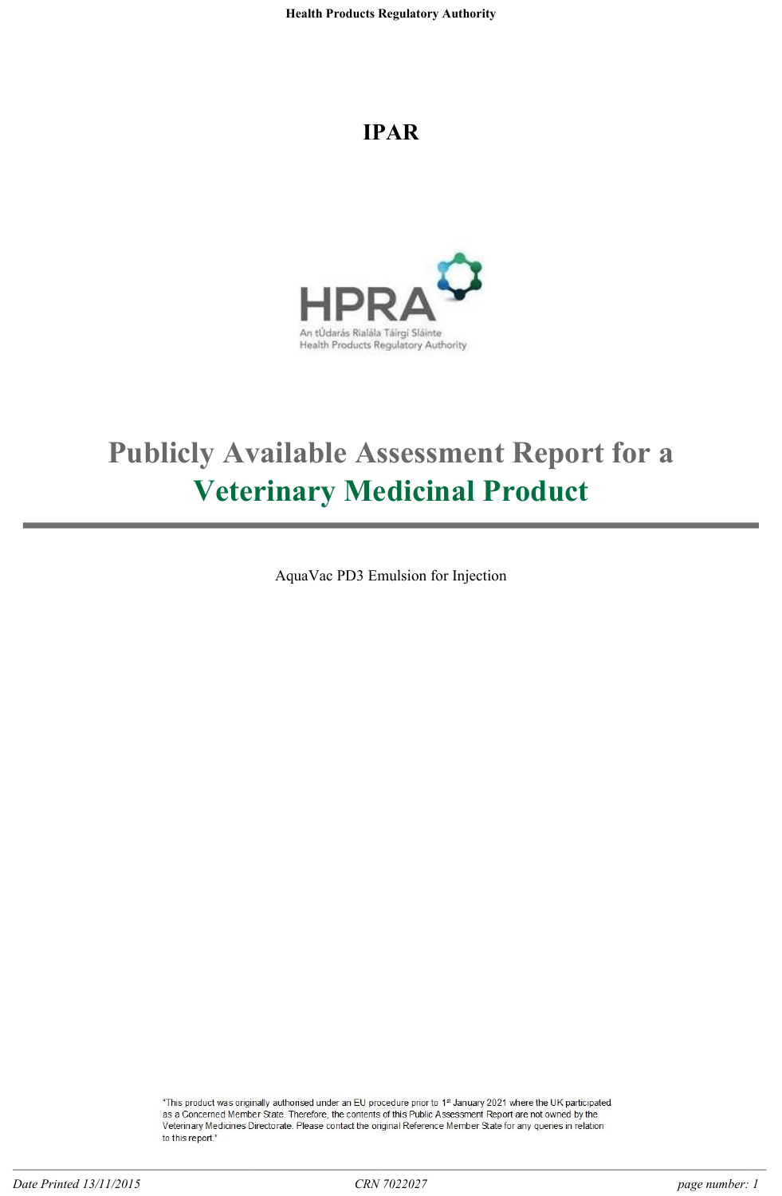# IPAR

# Publicly Available Assessment Report for a Veterinary Medicinal Product

AquaVac PD3 Emulsion for Injection

"This product was originally authorised under an EU procedure prior to 1st January 2021 where the UK participated as a Concerned Member State. Therefore, the contents of this Public Assessment Report are not owned by the Veterinary Medicines Directorate. Please contact the original Reference Member State for any queries in relation to this report."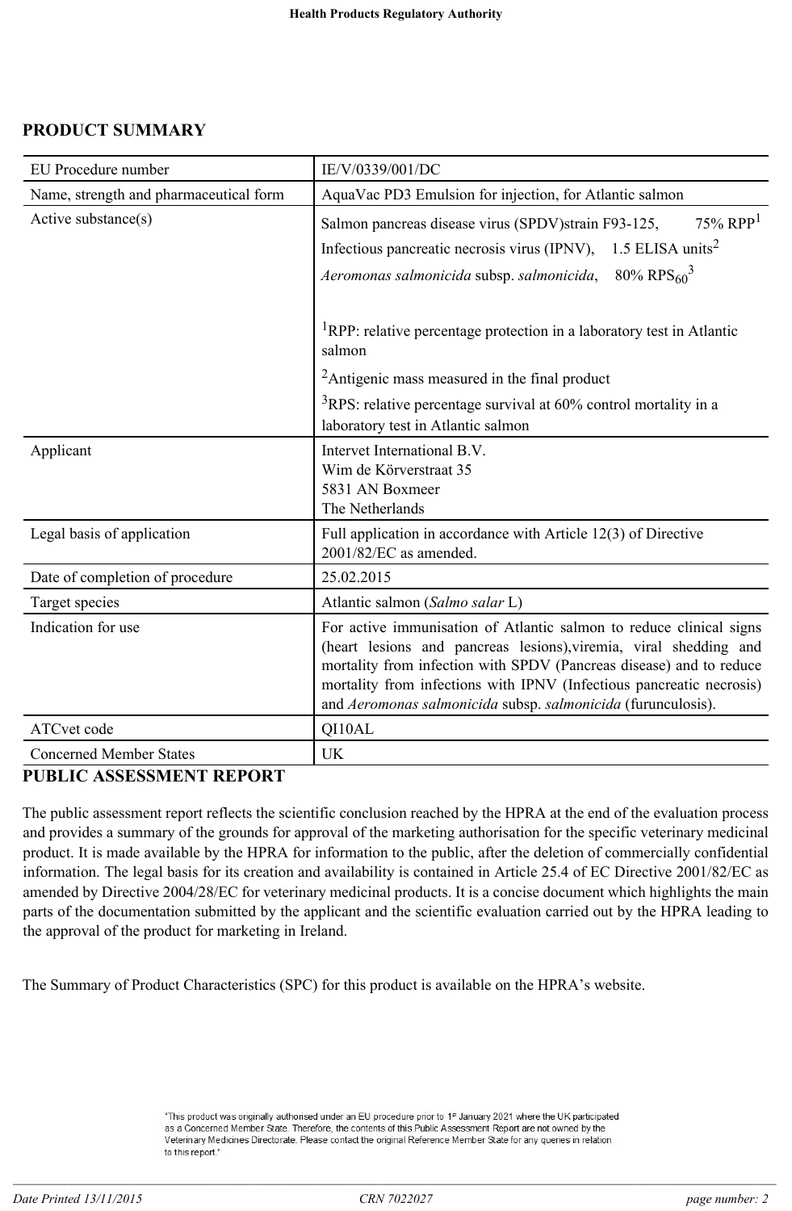## PRODUCT SUMMARY

| EU Procedure number | IE/V/0339/001/DC |
|---|---|
| Name, strength and pharmaceutical form | AquaVac PD3 Emulsion for injection, for Atlantic salmon |
| Active substance(s) | Salmon pancreas disease virus (SPDV)strain F93-125, 75% RPP[1]<br>Infectious pancreatic necrosis virus (IPNV), 1.5 ELISA units[2]<br>*Aeromonas salmonicida* subsp. *salmonicida*, 80% $RPS_{60}$[3]<br><br>[1]RPP: relative percentage protection in a laboratory test in Atlantic salmon<br>[2]Antigenic mass measured in the final product<br>[3]RPS: relative percentage survival at 60% control mortality in a laboratory test in Atlantic salmon |
| Applicant | Intervet International B.V.<br>Wim de Körverstraat 35<br>5831 AN Boxmeer<br>The Netherlands |
| Legal basis of application | Full application in accordance with Article 12(3) of Directive 2001/82/EC as amended. |
| Date of completion of procedure | 25.02.2015 |
| Target species | Atlantic salmon (*Salmo salar* L) |
| Indication for use | For active immunisation of Atlantic salmon to reduce clinical signs (heart lesions and pancreas lesions),viremia, viral shedding and mortality from infection with SPDV (Pancreas disease) and to reduce mortality from infections with IPNV (Infectious pancreatic necrosis) and *Aeromonas salmonicida* subsp. *salmonicida* (furunculosis). |
| ATCvet code | QI10AL |
| Concerned Member States | UK |

## PUBLIC ASSESSMENT REPORT

The public assessment report reflects the scientific conclusion reached by the HPRA at the end of the evaluation process and provides a summary of the grounds for approval of the marketing authorisation for the specific veterinary medicinal product. It is made available by the HPRA for information to the public, after the deletion of commercially confidential information. The legal basis for its creation and availability is contained in Article 25.4 of EC Directive 2001/82/EC as amended by Directive 2004/28/EC for veterinary medicinal products. It is a concise document which highlights the main parts of the documentation submitted by the applicant and the scientific evaluation carried out by the HPRA leading to the approval of the product for marketing in Ireland.

The Summary of Product Characteristics (SPC) for this product is available on the HPRA's website.

"This product was originally authorised under an EU procedure prior to 1st January 2021 where the UK participated as a Concerned Member State. Therefore, the contents of this Public Assessment Report are not owned by the Veterinary Medicines Directorate. Please contact the original Reference Member State for any queries in relation to this report."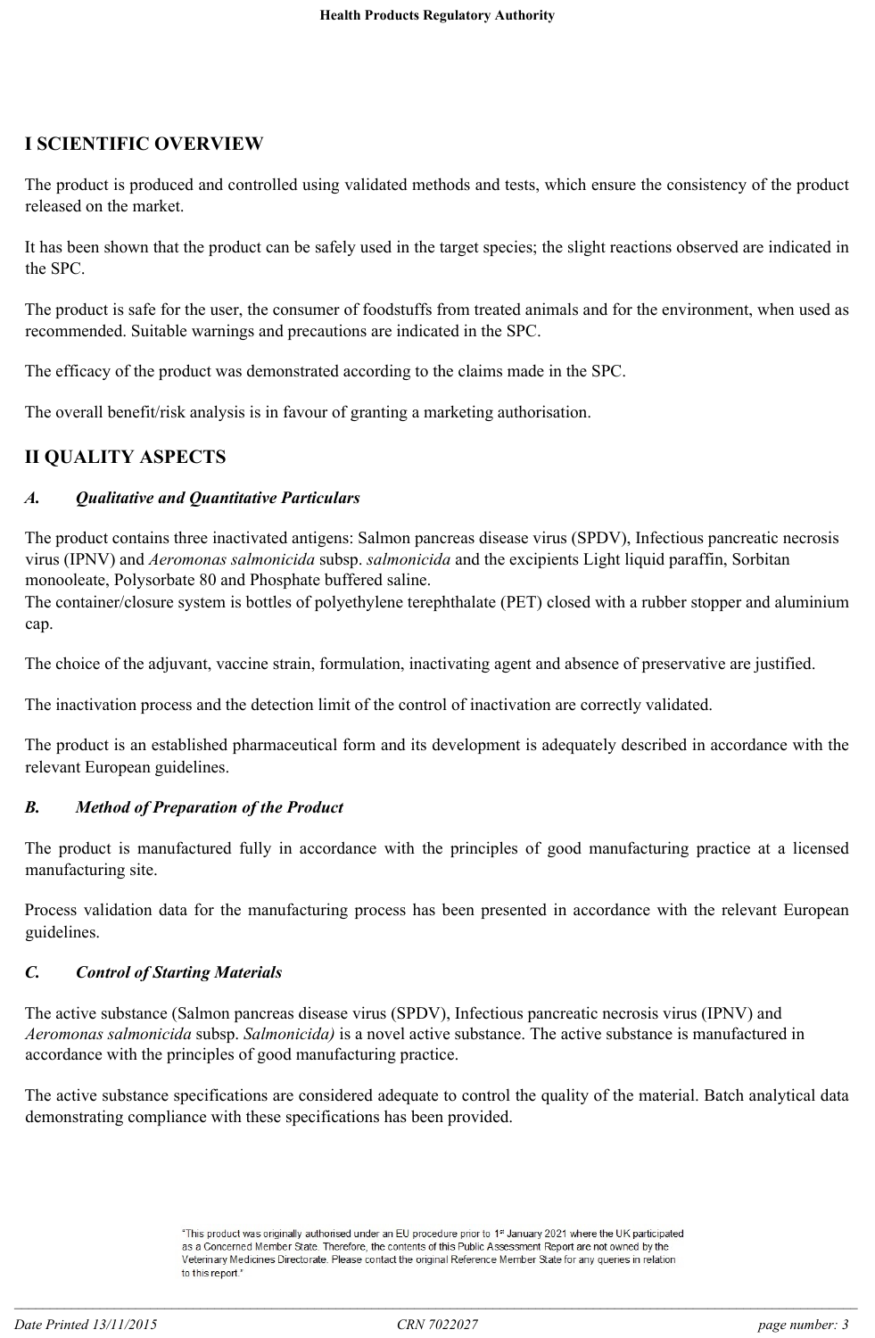## I SCIENTIFIC OVERVIEW

The product is produced and controlled using validated methods and tests, which ensure the consistency of the product released on the market.

It has been shown that the product can be safely used in the target species; the slight reactions observed are indicated in the SPC.

The product is safe for the user, the consumer of foodstuffs from treated animals and for the environment, when used as recommended. Suitable warnings and precautions are indicated in the SPC.

The efficacy of the product was demonstrated according to the claims made in the SPC.

The overall benefit/risk analysis is in favour of granting a marketing authorisation.

## II QUALITY ASPECTS

### *A. Qualitative and Quantitative Particulars*

The product contains three inactivated antigens: Salmon pancreas disease virus (SPDV), Infectious pancreatic necrosis virus (IPNV) and *Aeromonas salmonicida* subsp. *salmonicida* and the excipients Light liquid paraffin, Sorbitan monooleate, Polysorbate 80 and Phosphate buffered saline.
The container/closure system is bottles of polyethylene terephthalate (PET) closed with a rubber stopper and aluminium cap.

The choice of the adjuvant, vaccine strain, formulation, inactivating agent and absence of preservative are justified.

The inactivation process and the detection limit of the control of inactivation are correctly validated.

The product is an established pharmaceutical form and its development is adequately described in accordance with the relevant European guidelines.

### *B. Method of Preparation of the Product*

The product is manufactured fully in accordance with the principles of good manufacturing practice at a licensed manufacturing site.

Process validation data for the manufacturing process has been presented in accordance with the relevant European guidelines.

### *C. Control of Starting Materials*

The active substance (Salmon pancreas disease virus (SPDV), Infectious pancreatic necrosis virus (IPNV) and *Aeromonas salmonicida* subsp. *Salmonicida)* is a novel active substance. The active substance is manufactured in accordance with the principles of good manufacturing practice.

The active substance specifications are considered adequate to control the quality of the material. Batch analytical data demonstrating compliance with these specifications has been provided.

"This product was originally authorised under an EU procedure prior to 1st January 2021 where the UK participated as a Concerned Member State. Therefore, the contents of this Public Assessment Report are not owned by the Veterinary Medicines Directorate. Please contact the original Reference Member State for any queries in relation to this report."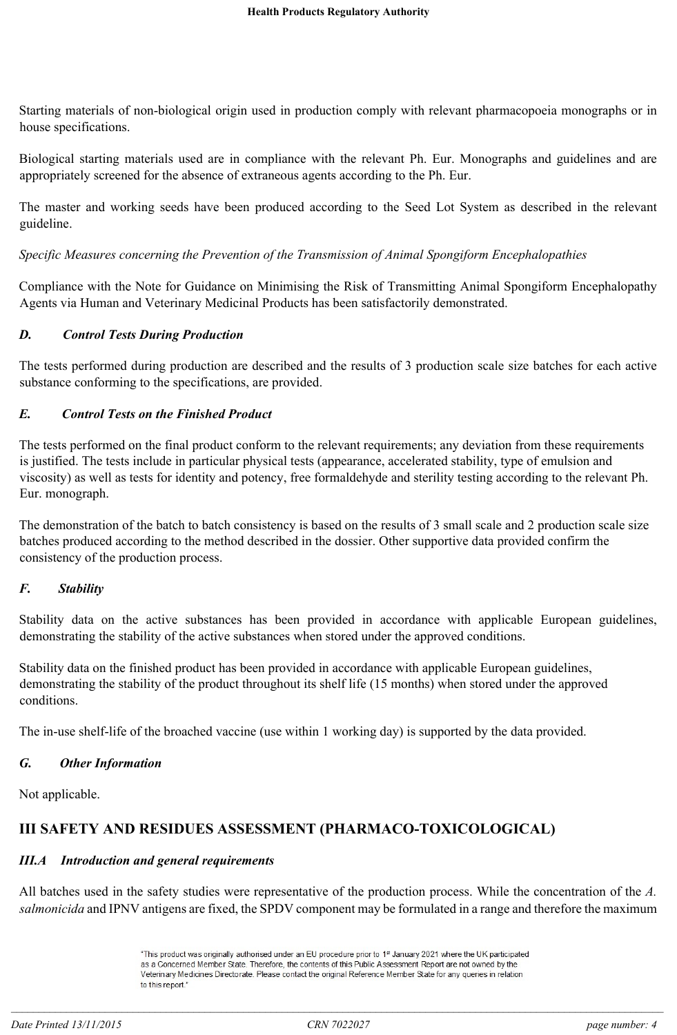Starting materials of non-biological origin used in production comply with relevant pharmacopoeia monographs or in house specifications.

Biological starting materials used are in compliance with the relevant Ph. Eur. Monographs and guidelines and are appropriately screened for the absence of extraneous agents according to the Ph. Eur.

The master and working seeds have been produced according to the Seed Lot System as described in the relevant guideline.

*Specific Measures concerning the Prevention of the Transmission of Animal Spongiform Encephalopathies*

Compliance with the Note for Guidance on Minimising the Risk of Transmitting Animal Spongiform Encephalopathy Agents via Human and Veterinary Medicinal Products has been satisfactorily demonstrated.

### *D. Control Tests During Production*

The tests performed during production are described and the results of 3 production scale size batches for each active substance conforming to the specifications, are provided.

### *E. Control Tests on the Finished Product*

The tests performed on the final product conform to the relevant requirements; any deviation from these requirements is justified. The tests include in particular physical tests (appearance, accelerated stability, type of emulsion and viscosity) as well as tests for identity and potency, free formaldehyde and sterility testing according to the relevant Ph. Eur. monograph.

The demonstration of the batch to batch consistency is based on the results of 3 small scale and 2 production scale size batches produced according to the method described in the dossier. Other supportive data provided confirm the consistency of the production process.

### *F. Stability*

Stability data on the active substances has been provided in accordance with applicable European guidelines, demonstrating the stability of the active substances when stored under the approved conditions.

Stability data on the finished product has been provided in accordance with applicable European guidelines, demonstrating the stability of the product throughout its shelf life (15 months) when stored under the approved conditions.

The in-use shelf-life of the broached vaccine (use within 1 working day) is supported by the data provided.

### *G. Other Information*

Not applicable.

## III SAFETY AND RESIDUES ASSESSMENT (PHARMACO-TOXICOLOGICAL)

### *III.A Introduction and general requirements*

All batches used in the safety studies were representative of the production process. While the concentration of the *A. salmonicida* and IPNV antigens are fixed, the SPDV component may be formulated in a range and therefore the maximum

"This product was originally authorised under an EU procedure prior to 1st January 2021 where the UK participated as a Concerned Member State. Therefore, the contents of this Public Assessment Report are not owned by the Veterinary Medicines Directorate. Please contact the original Reference Member State for any queries in relation to this report."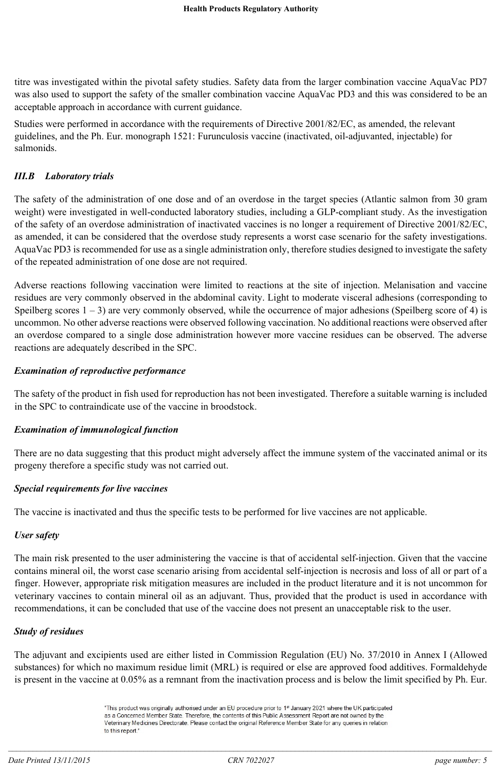titre was investigated within the pivotal safety studies. Safety data from the larger combination vaccine AquaVac PD7 was also used to support the safety of the smaller combination vaccine AquaVac PD3 and this was considered to be an acceptable approach in accordance with current guidance.

Studies were performed in accordance with the requirements of Directive 2001/82/EC, as amended, the relevant guidelines, and the Ph. Eur. monograph 1521: Furunculosis vaccine (inactivated, oil-adjuvanted, injectable) for salmonids.

### *III.B Laboratory trials*

The safety of the administration of one dose and of an overdose in the target species (Atlantic salmon from 30 gram weight) were investigated in well-conducted laboratory studies, including a GLP-compliant study. As the investigation of the safety of an overdose administration of inactivated vaccines is no longer a requirement of Directive 2001/82/EC, as amended, it can be considered that the overdose study represents a worst case scenario for the safety investigations. AquaVac PD3 is recommended for use as a single administration only, therefore studies designed to investigate the safety of the repeated administration of one dose are not required.

Adverse reactions following vaccination were limited to reactions at the site of injection. Melanisation and vaccine residues are very commonly observed in the abdominal cavity. Light to moderate visceral adhesions (corresponding to Speilberg scores 1 – 3) are very commonly observed, while the occurrence of major adhesions (Speilberg score of 4) is uncommon. No other adverse reactions were observed following vaccination. No additional reactions were observed after an overdose compared to a single dose administration however more vaccine residues can be observed. The adverse reactions are adequately described in the SPC.

#### *Examination of reproductive performance*

The safety of the product in fish used for reproduction has not been investigated. Therefore a suitable warning is included in the SPC to contraindicate use of the vaccine in broodstock.

#### *Examination of immunological function*

There are no data suggesting that this product might adversely affect the immune system of the vaccinated animal or its progeny therefore a specific study was not carried out.

#### *Special requirements for live vaccines*

The vaccine is inactivated and thus the specific tests to be performed for live vaccines are not applicable.

#### *User safety*

The main risk presented to the user administering the vaccine is that of accidental self-injection. Given that the vaccine contains mineral oil, the worst case scenario arising from accidental self-injection is necrosis and loss of all or part of a finger. However, appropriate risk mitigation measures are included in the product literature and it is not uncommon for veterinary vaccines to contain mineral oil as an adjuvant. Thus, provided that the product is used in accordance with recommendations, it can be concluded that use of the vaccine does not present an unacceptable risk to the user.

#### *Study of residues*

The adjuvant and excipients used are either listed in Commission Regulation (EU) No. 37/2010 in Annex I (Allowed substances) for which no maximum residue limit (MRL) is required or else are approved food additives. Formaldehyde is present in the vaccine at 0.05% as a remnant from the inactivation process and is below the limit specified by Ph. Eur.

"This product was originally authorised under an EU procedure prior to 1st January 2021 where the UK participated as a Concerned Member State. Therefore, the contents of this Public Assessment Report are not owned by the Veterinary Medicines Directorate. Please contact the original Reference Member State for any queries in relation to this report."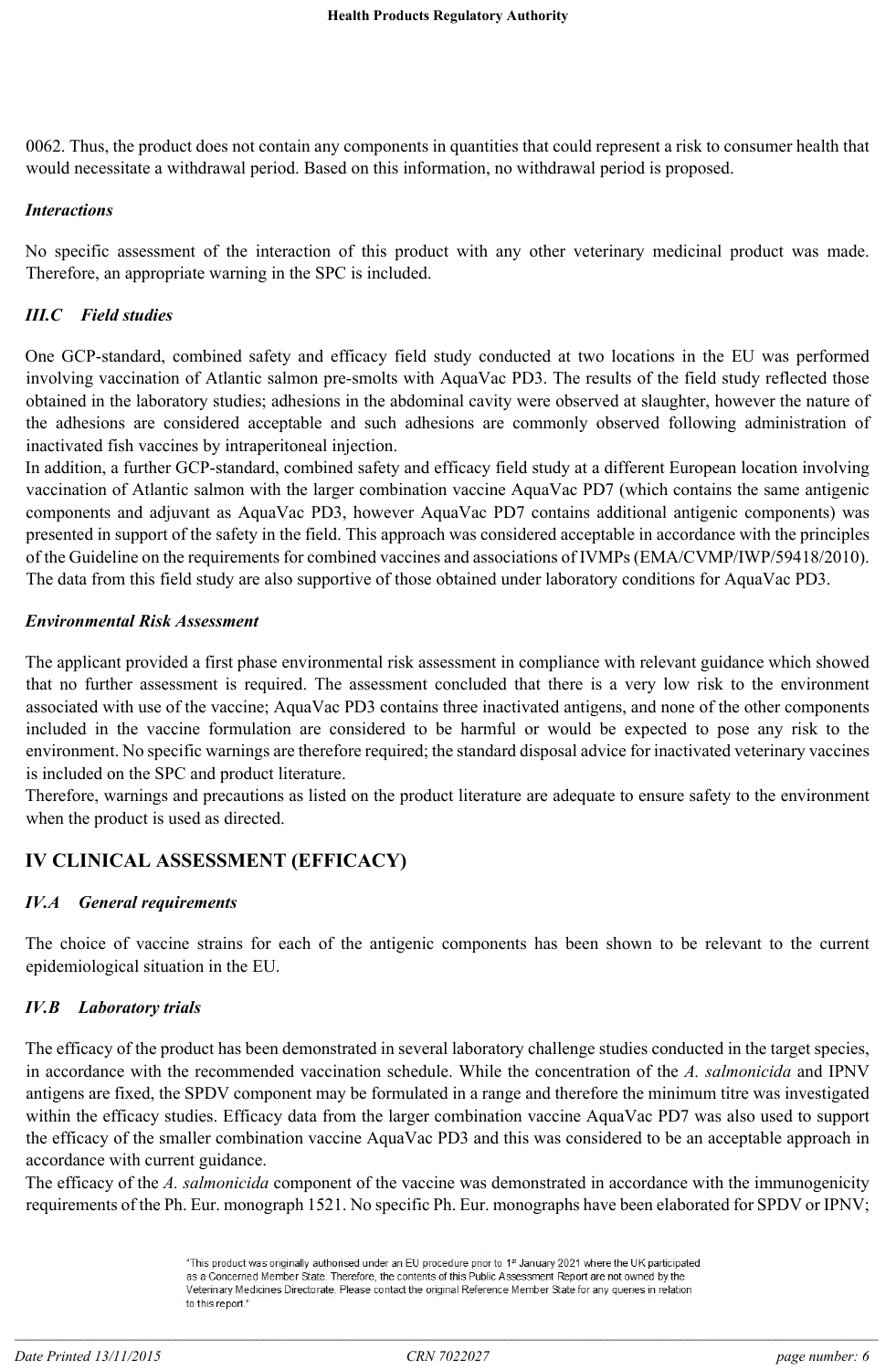0062. Thus, the product does not contain any components in quantities that could represent a risk to consumer health that would necessitate a withdrawal period. Based on this information, no withdrawal period is proposed.

***Interactions***

No specific assessment of the interaction of this product with any other veterinary medicinal product was made. Therefore, an appropriate warning in the SPC is included.

### *III.C Field studies*

One GCP-standard, combined safety and efficacy field study conducted at two locations in the EU was performed involving vaccination of Atlantic salmon pre-smolts with AquaVac PD3. The results of the field study reflected those obtained in the laboratory studies; adhesions in the abdominal cavity were observed at slaughter, however the nature of the adhesions are considered acceptable and such adhesions are commonly observed following administration of inactivated fish vaccines by intraperitoneal injection.

In addition, a further GCP-standard, combined safety and efficacy field study at a different European location involving vaccination of Atlantic salmon with the larger combination vaccine AquaVac PD7 (which contains the same antigenic components and adjuvant as AquaVac PD3, however AquaVac PD7 contains additional antigenic components) was presented in support of the safety in the field. This approach was considered acceptable in accordance with the principles of the Guideline on the requirements for combined vaccines and associations of IVMPs (EMA/CVMP/IWP/59418/2010). The data from this field study are also supportive of those obtained under laboratory conditions for AquaVac PD3.

***Environmental Risk Assessment***

The applicant provided a first phase environmental risk assessment in compliance with relevant guidance which showed that no further assessment is required. The assessment concluded that there is a very low risk to the environment associated with use of the vaccine; AquaVac PD3 contains three inactivated antigens, and none of the other components included in the vaccine formulation are considered to be harmful or would be expected to pose any risk to the environment. No specific warnings are therefore required; the standard disposal advice for inactivated veterinary vaccines is included on the SPC and product literature.

Therefore, warnings and precautions as listed on the product literature are adequate to ensure safety to the environment when the product is used as directed.

## IV CLINICAL ASSESSMENT (EFFICACY)

### *IV.A General requirements*

The choice of vaccine strains for each of the antigenic components has been shown to be relevant to the current epidemiological situation in the EU.

### *IV.B Laboratory trials*

The efficacy of the product has been demonstrated in several laboratory challenge studies conducted in the target species, in accordance with the recommended vaccination schedule. While the concentration of the *A. salmonicida* and IPNV antigens are fixed, the SPDV component may be formulated in a range and therefore the minimum titre was investigated within the efficacy studies. Efficacy data from the larger combination vaccine AquaVac PD7 was also used to support the efficacy of the smaller combination vaccine AquaVac PD3 and this was considered to be an acceptable approach in accordance with current guidance.

The efficacy of the *A. salmonicida* component of the vaccine was demonstrated in accordance with the immunogenicity requirements of the Ph. Eur. monograph 1521. No specific Ph. Eur. monographs have been elaborated for SPDV or IPNV;

"This product was originally authorised under an EU procedure prior to 1st January 2021 where the UK participated as a Concerned Member State. Therefore, the contents of this Public Assessment Report are not owned by the Veterinary Medicines Directorate. Please contact the original Reference Member State for any queries in relation to this report."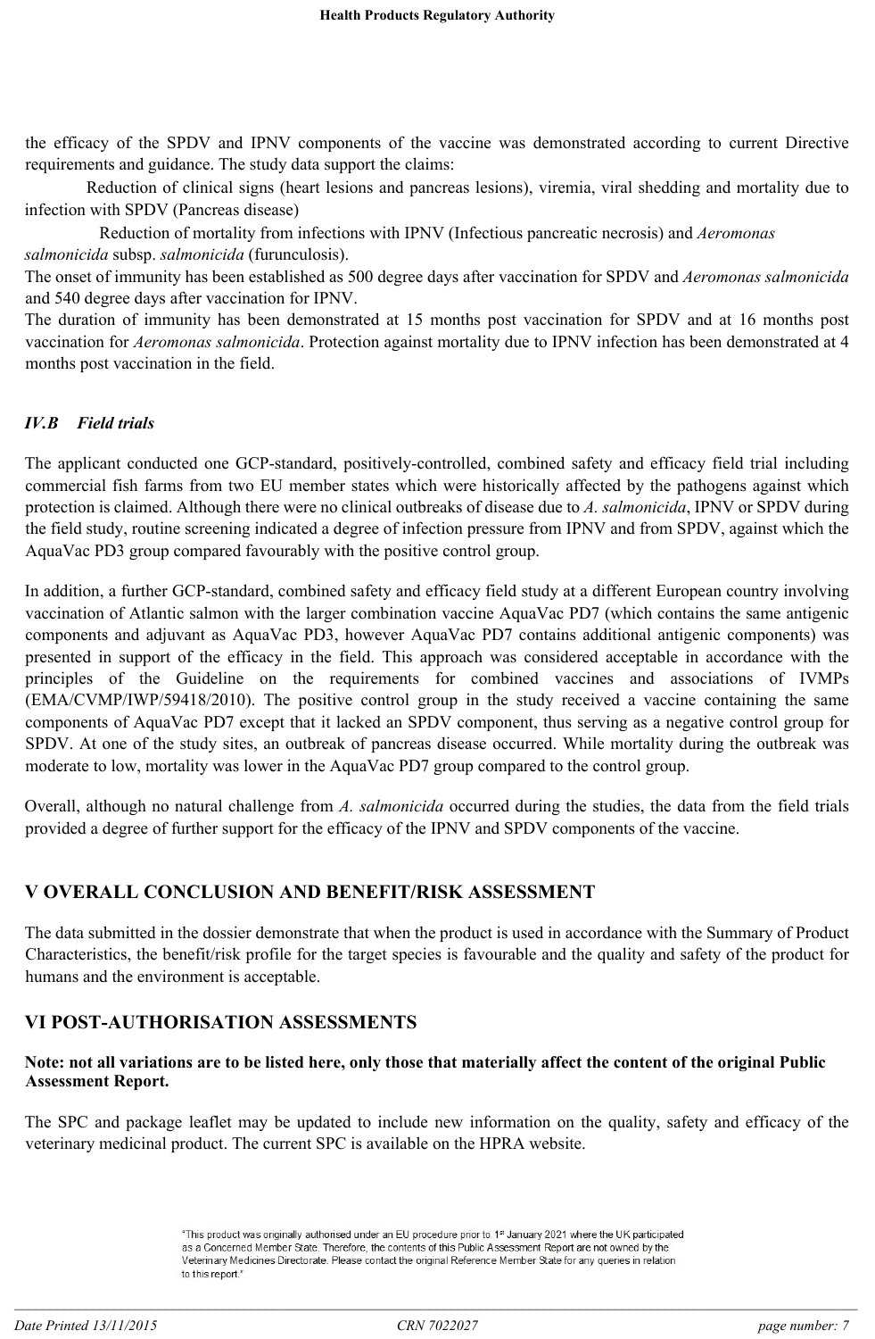the efficacy of the SPDV and IPNV components of the vaccine was demonstrated according to current Directive requirements and guidance. The study data support the claims:

Reduction of clinical signs (heart lesions and pancreas lesions), viremia, viral shedding and mortality due to infection with SPDV (Pancreas disease)

Reduction of mortality from infections with IPNV (Infectious pancreatic necrosis) and *Aeromonas salmonicida* subsp. *salmonicida* (furunculosis).

The onset of immunity has been established as 500 degree days after vaccination for SPDV and *Aeromonas salmonicida* and 540 degree days after vaccination for IPNV.

The duration of immunity has been demonstrated at 15 months post vaccination for SPDV and at 16 months post vaccination for *Aeromonas salmonicida*. Protection against mortality due to IPNV infection has been demonstrated at 4 months post vaccination in the field.

### *IV.B Field trials*

The applicant conducted one GCP-standard, positively-controlled, combined safety and efficacy field trial including commercial fish farms from two EU member states which were historically affected by the pathogens against which protection is claimed. Although there were no clinical outbreaks of disease due to *A. salmonicida*, IPNV or SPDV during the field study, routine screening indicated a degree of infection pressure from IPNV and from SPDV, against which the AquaVac PD3 group compared favourably with the positive control group.

In addition, a further GCP-standard, combined safety and efficacy field study at a different European country involving vaccination of Atlantic salmon with the larger combination vaccine AquaVac PD7 (which contains the same antigenic components and adjuvant as AquaVac PD3, however AquaVac PD7 contains additional antigenic components) was presented in support of the efficacy in the field. This approach was considered acceptable in accordance with the principles of the Guideline on the requirements for combined vaccines and associations of IVMPs (EMA/CVMP/IWP/59418/2010). The positive control group in the study received a vaccine containing the same components of AquaVac PD7 except that it lacked an SPDV component, thus serving as a negative control group for SPDV. At one of the study sites, an outbreak of pancreas disease occurred. While mortality during the outbreak was moderate to low, mortality was lower in the AquaVac PD7 group compared to the control group.

Overall, although no natural challenge from *A. salmonicida* occurred during the studies, the data from the field trials provided a degree of further support for the efficacy of the IPNV and SPDV components of the vaccine.

## V OVERALL CONCLUSION AND BENEFIT/RISK ASSESSMENT

The data submitted in the dossier demonstrate that when the product is used in accordance with the Summary of Product Characteristics, the benefit/risk profile for the target species is favourable and the quality and safety of the product for humans and the environment is acceptable.

## VI POST-AUTHORISATION ASSESSMENTS

**Note: not all variations are to be listed here, only those that materially affect the content of the original Public Assessment Report.**

The SPC and package leaflet may be updated to include new information on the quality, safety and efficacy of the veterinary medicinal product. The current SPC is available on the HPRA website.

"This product was originally authorised under an EU procedure prior to 1st January 2021 where the UK participated as a Concerned Member State. Therefore, the contents of this Public Assessment Report are not owned by the Veterinary Medicines Directorate. Please contact the original Reference Member State for any queries in relation to this report."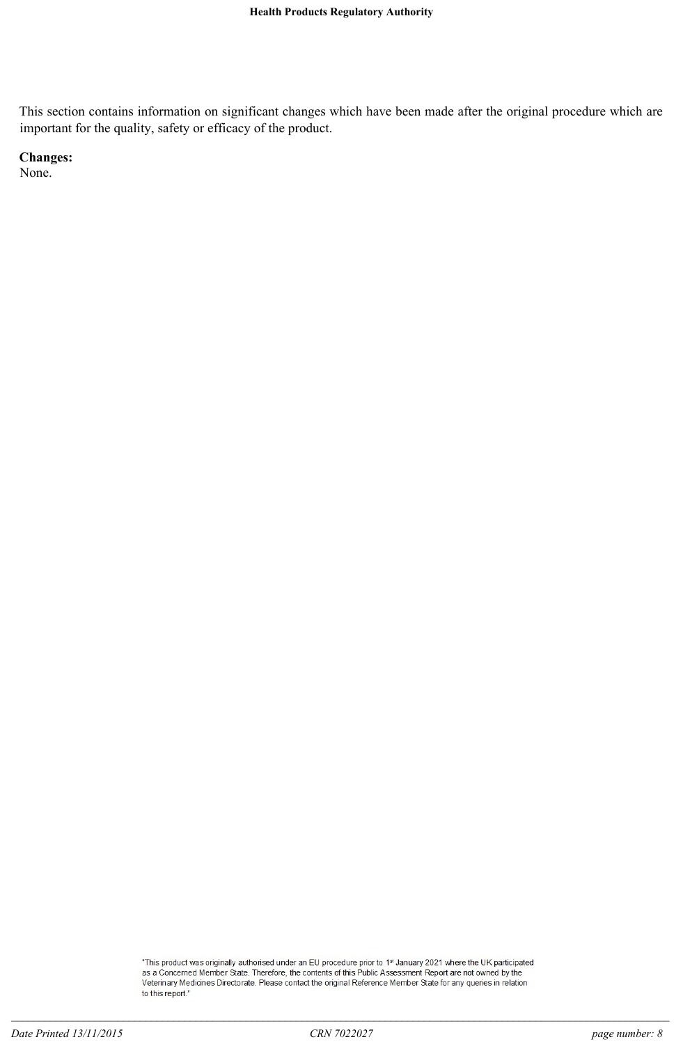This section contains information on significant changes which have been made after the original procedure which are important for the quality, safety or efficacy of the product.

**Changes:**
None.

"This product was originally authorised under an EU procedure prior to 1st January 2021 where the UK participated as a Concerned Member State. Therefore, the contents of this Public Assessment Report are not owned by the Veterinary Medicines Directorate. Please contact the original Reference Member State for any queries in relation to this report."